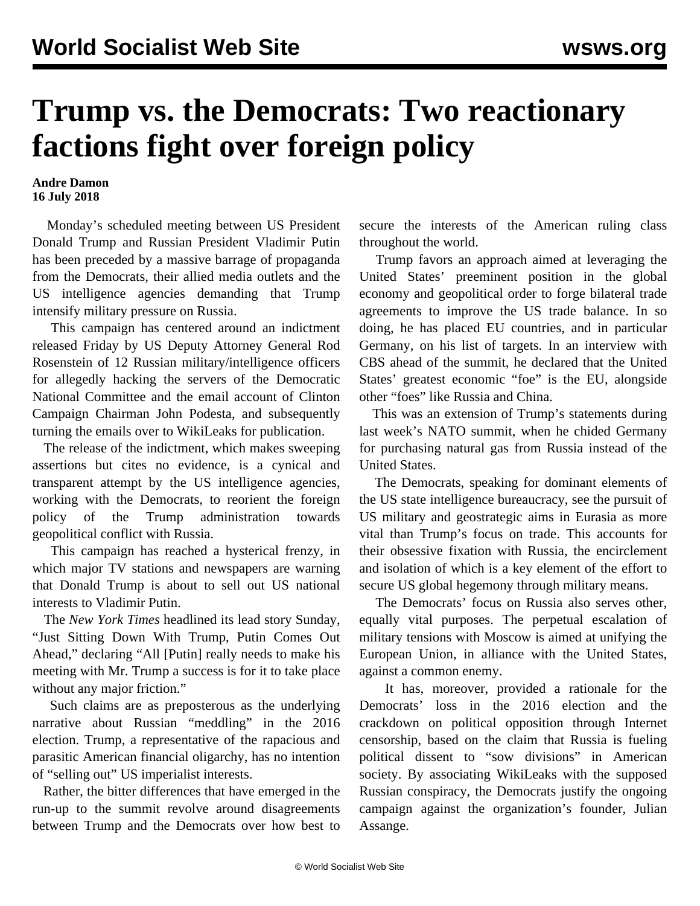# Trump vs. the Democrats: Two reactionary factions fight over foreign policy

**Andre Damon**
**16 July 2018**

Monday's scheduled meeting between US President Donald Trump and Russian President Vladimir Putin has been preceded by a massive barrage of propaganda from the Democrats, their allied media outlets and the US intelligence agencies demanding that Trump intensify military pressure on Russia.

This campaign has centered around an indictment released Friday by US Deputy Attorney General Rod Rosenstein of 12 Russian military/intelligence officers for allegedly hacking the servers of the Democratic National Committee and the email account of Clinton Campaign Chairman John Podesta, and subsequently turning the emails over to WikiLeaks for publication.

The release of the indictment, which makes sweeping assertions but cites no evidence, is a cynical and transparent attempt by the US intelligence agencies, working with the Democrats, to reorient the foreign policy of the Trump administration towards geopolitical conflict with Russia.

This campaign has reached a hysterical frenzy, in which major TV stations and newspapers are warning that Donald Trump is about to sell out US national interests to Vladimir Putin.

The *New York Times* headlined its lead story Sunday, "Just Sitting Down With Trump, Putin Comes Out Ahead," declaring "All [Putin] really needs to make his meeting with Mr. Trump a success is for it to take place without any major friction."

Such claims are as preposterous as the underlying narrative about Russian "meddling" in the 2016 election. Trump, a representative of the rapacious and parasitic American financial oligarchy, has no intention of "selling out" US imperialist interests.

Rather, the bitter differences that have emerged in the run-up to the summit revolve around disagreements between Trump and the Democrats over how best to secure the interests of the American ruling class throughout the world.

Trump favors an approach aimed at leveraging the United States' preeminent position in the global economy and geopolitical order to forge bilateral trade agreements to improve the US trade balance. In so doing, he has placed EU countries, and in particular Germany, on his list of targets. In an interview with CBS ahead of the summit, he declared that the United States' greatest economic "foe" is the EU, alongside other "foes" like Russia and China.

This was an extension of Trump's statements during last week's NATO summit, when he chided Germany for purchasing natural gas from Russia instead of the United States.

The Democrats, speaking for dominant elements of the US state intelligence bureaucracy, see the pursuit of US military and geostrategic aims in Eurasia as more vital than Trump's focus on trade. This accounts for their obsessive fixation with Russia, the encirclement and isolation of which is a key element of the effort to secure US global hegemony through military means.

The Democrats' focus on Russia also serves other, equally vital purposes. The perpetual escalation of military tensions with Moscow is aimed at unifying the European Union, in alliance with the United States, against a common enemy.

It has, moreover, provided a rationale for the Democrats' loss in the 2016 election and the crackdown on political opposition through Internet censorship, based on the claim that Russia is fueling political dissent to "sow divisions" in American society. By associating WikiLeaks with the supposed Russian conspiracy, the Democrats justify the ongoing campaign against the organization's founder, Julian Assange.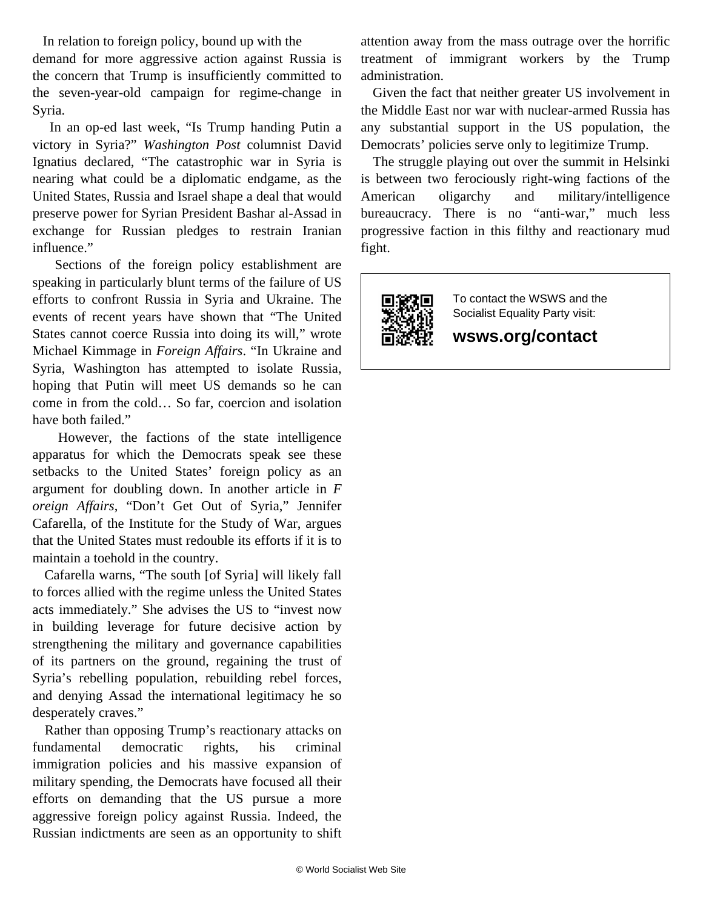In relation to foreign policy, bound up with the demand for more aggressive action against Russia is the concern that Trump is insufficiently committed to the seven-year-old campaign for regime-change in Syria.

In an op-ed last week, "Is Trump handing Putin a victory in Syria?" *Washington Post* columnist David Ignatius declared, "The catastrophic war in Syria is nearing what could be a diplomatic endgame, as the United States, Russia and Israel shape a deal that would preserve power for Syrian President Bashar al-Assad in exchange for Russian pledges to restrain Iranian influence."

Sections of the foreign policy establishment are speaking in particularly blunt terms of the failure of US efforts to confront Russia in Syria and Ukraine. The events of recent years have shown that "The United States cannot coerce Russia into doing its will," wrote Michael Kimmage in *Foreign Affairs*. "In Ukraine and Syria, Washington has attempted to isolate Russia, hoping that Putin will meet US demands so he can come in from the cold… So far, coercion and isolation have both failed."

However, the factions of the state intelligence apparatus for which the Democrats speak see these setbacks to the United States' foreign policy as an argument for doubling down. In another article in *Foreign Affairs*, "Don't Get Out of Syria," Jennifer Cafarella, of the Institute for the Study of War, argues that the United States must redouble its efforts if it is to maintain a toehold in the country.

Cafarella warns, "The south [of Syria] will likely fall to forces allied with the regime unless the United States acts immediately." She advises the US to "invest now in building leverage for future decisive action by strengthening the military and governance capabilities of its partners on the ground, regaining the trust of Syria's rebelling population, rebuilding rebel forces, and denying Assad the international legitimacy he so desperately craves."

Rather than opposing Trump's reactionary attacks on fundamental democratic rights, his criminal immigration policies and his massive expansion of military spending, the Democrats have focused all their efforts on demanding that the US pursue a more aggressive foreign policy against Russia. Indeed, the Russian indictments are seen as an opportunity to shift attention away from the mass outrage over the horrific treatment of immigrant workers by the Trump administration.

Given the fact that neither greater US involvement in the Middle East nor war with nuclear-armed Russia has any substantial support in the US population, the Democrats' policies serve only to legitimize Trump.

The struggle playing out over the summit in Helsinki is between two ferociously right-wing factions of the American oligarchy and military/intelligence bureaucracy. There is no "anti-war," much less progressive faction in this filthy and reactionary mud fight.

To contact the WSWS and the Socialist Equality Party visit:

**wsws.org/contact**